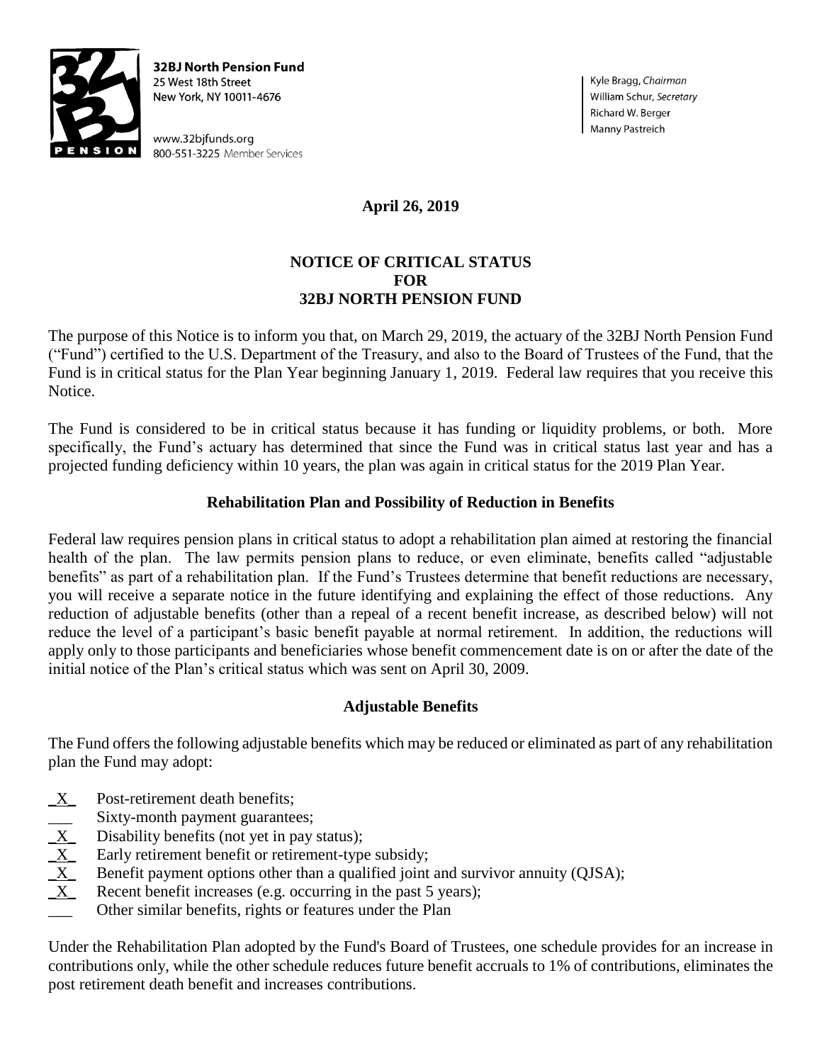**32BJ North Pension Fund**
25 West 18th Street
New York, NY 10011-4676

www.32bjfunds.org
800-551-3225 Member Services

Kyle Bragg, *Chairman*
William Schur, *Secretary*
Richard W. Berger
Manny Pastreich

**April 26, 2019**

# NOTICE OF CRITICAL STATUS FOR 32BJ NORTH PENSION FUND

The purpose of this Notice is to inform you that, on March 29, 2019, the actuary of the 32BJ North Pension Fund ("Fund") certified to the U.S. Department of the Treasury, and also to the Board of Trustees of the Fund, that the Fund is in critical status for the Plan Year beginning January 1, 2019. Federal law requires that you receive this Notice.

The Fund is considered to be in critical status because it has funding or liquidity problems, or both. More specifically, the Fund's actuary has determined that since the Fund was in critical status last year and has a projected funding deficiency within 10 years, the plan was again in critical status for the 2019 Plan Year.

## Rehabilitation Plan and Possibility of Reduction in Benefits

Federal law requires pension plans in critical status to adopt a rehabilitation plan aimed at restoring the financial health of the plan. The law permits pension plans to reduce, or even eliminate, benefits called "adjustable benefits" as part of a rehabilitation plan. If the Fund's Trustees determine that benefit reductions are necessary, you will receive a separate notice in the future identifying and explaining the effect of those reductions. Any reduction of adjustable benefits (other than a repeal of a recent benefit increase, as described below) will not reduce the level of a participant's basic benefit payable at normal retirement. In addition, the reductions will apply only to those participants and beneficiaries whose benefit commencement date is on or after the date of the initial notice of the Plan's critical status which was sent on April 30, 2009.

## Adjustable Benefits

The Fund offers the following adjustable benefits which may be reduced or eliminated as part of any rehabilitation plan the Fund may adopt:

- _X_ Post-retirement death benefits;
- ___ Sixty-month payment guarantees;
- _X_ Disability benefits (not yet in pay status);
- _X_ Early retirement benefit or retirement-type subsidy;
- _X_ Benefit payment options other than a qualified joint and survivor annuity (QJSA);
- _X_ Recent benefit increases (e.g. occurring in the past 5 years);
- ___ Other similar benefits, rights or features under the Plan

Under the Rehabilitation Plan adopted by the Fund's Board of Trustees, one schedule provides for an increase in contributions only, while the other schedule reduces future benefit accruals to 1% of contributions, eliminates the post retirement death benefit and increases contributions.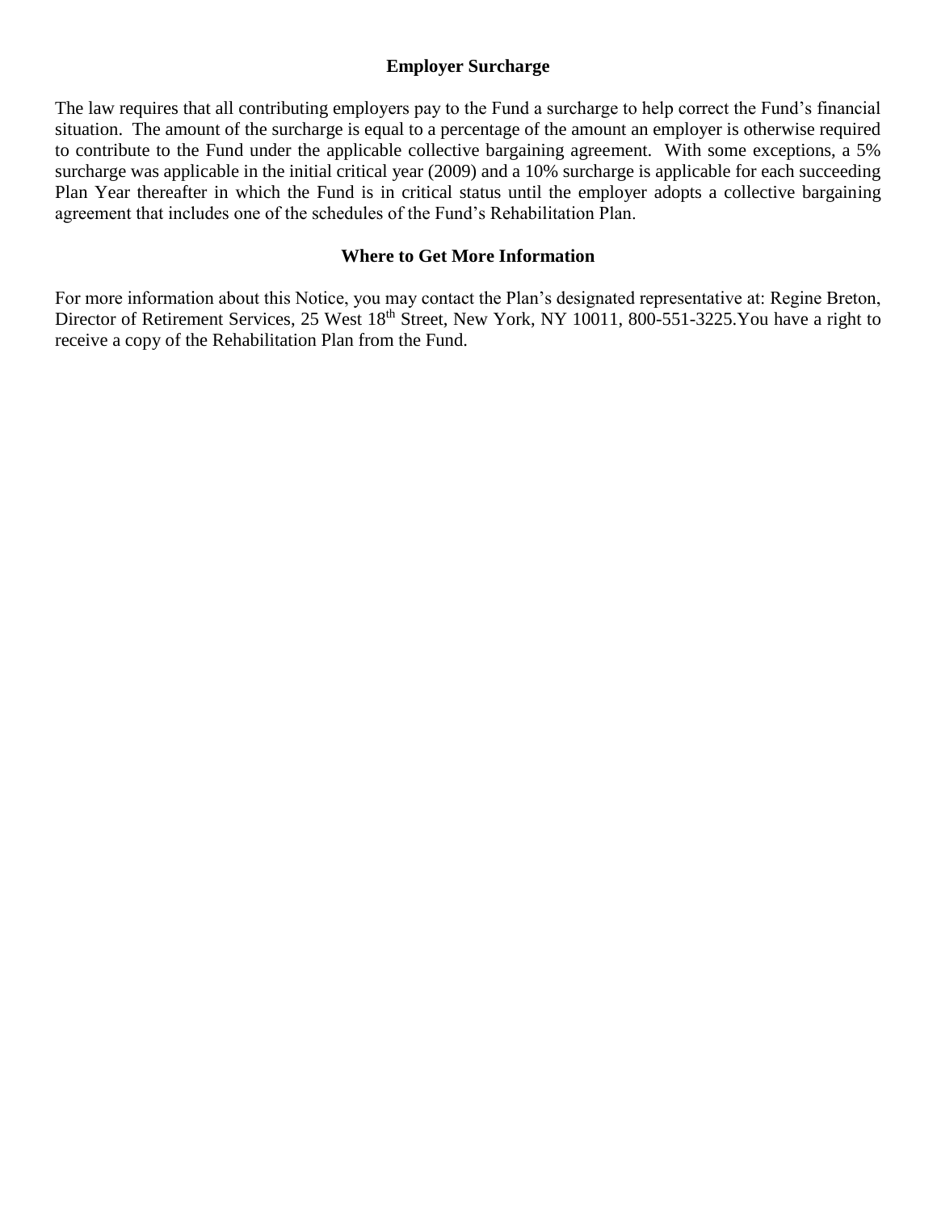## Employer Surcharge

The law requires that all contributing employers pay to the Fund a surcharge to help correct the Fund's financial situation. The amount of the surcharge is equal to a percentage of the amount an employer is otherwise required to contribute to the Fund under the applicable collective bargaining agreement. With some exceptions, a 5% surcharge was applicable in the initial critical year (2009) and a 10% surcharge is applicable for each succeeding Plan Year thereafter in which the Fund is in critical status until the employer adopts a collective bargaining agreement that includes one of the schedules of the Fund's Rehabilitation Plan.

## Where to Get More Information

For more information about this Notice, you may contact the Plan's designated representative at: Regine Breton, Director of Retirement Services, 25 West 18th Street, New York, NY 10011, 800-551-3225.You have a right to receive a copy of the Rehabilitation Plan from the Fund.